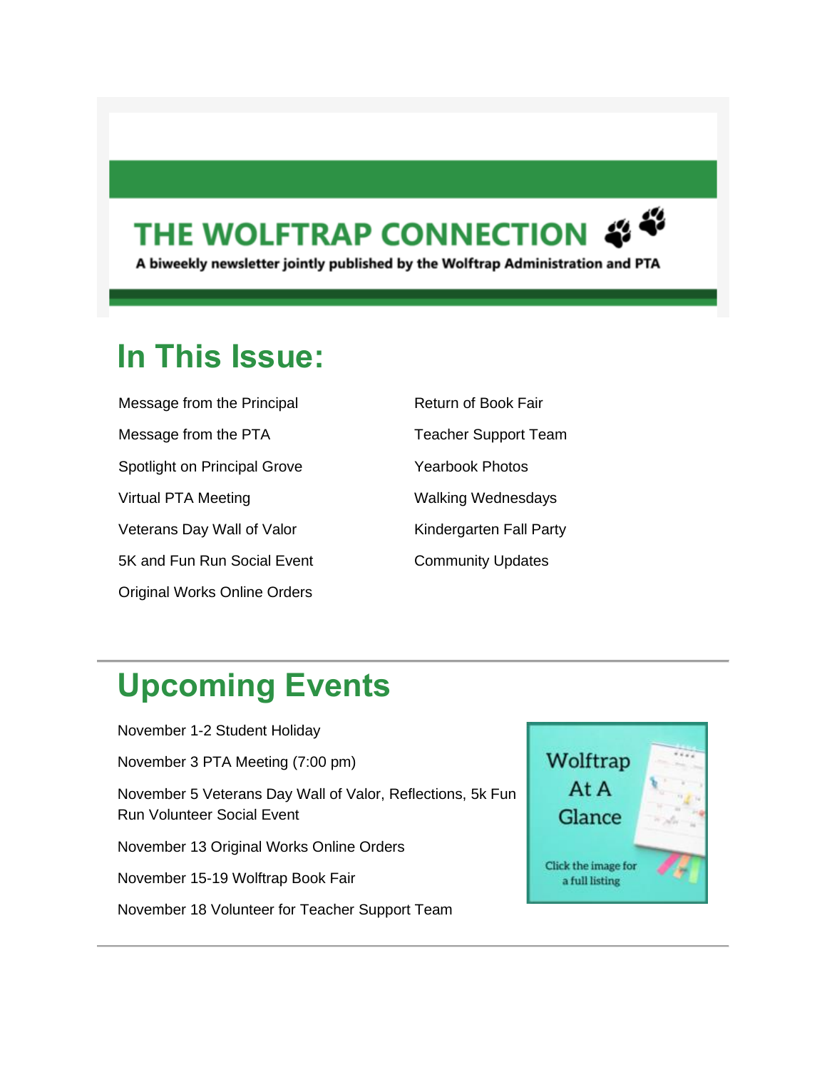# THE WOLFTRAP CONNECTION

**A biweekly newsletter jointly published by the Wolftrap Administration and PTA**

## In This Issue:

- Message from the Principal
- Message from the PTA
- Spotlight on Principal Grove
- Virtual PTA Meeting
- Veterans Day Wall of Valor
- 5K and Fun Run Social Event
- Original Works Online Orders
- Return of Book Fair
- Teacher Support Team
- Yearbook Photos
- Walking Wednesdays
- Kindergarten Fall Party
- Community Updates

## Upcoming Events

November 1-2 Student Holiday

November 3 PTA Meeting (7:00 pm)

November 5 Veterans Day Wall of Valor, Reflections, 5k Fun Run Volunteer Social Event

November 13 Original Works Online Orders

November 15-19 Wolftrap Book Fair

November 18 Volunteer for Teacher Support Team

Wolftrap At A Glance

Click the image for a full listing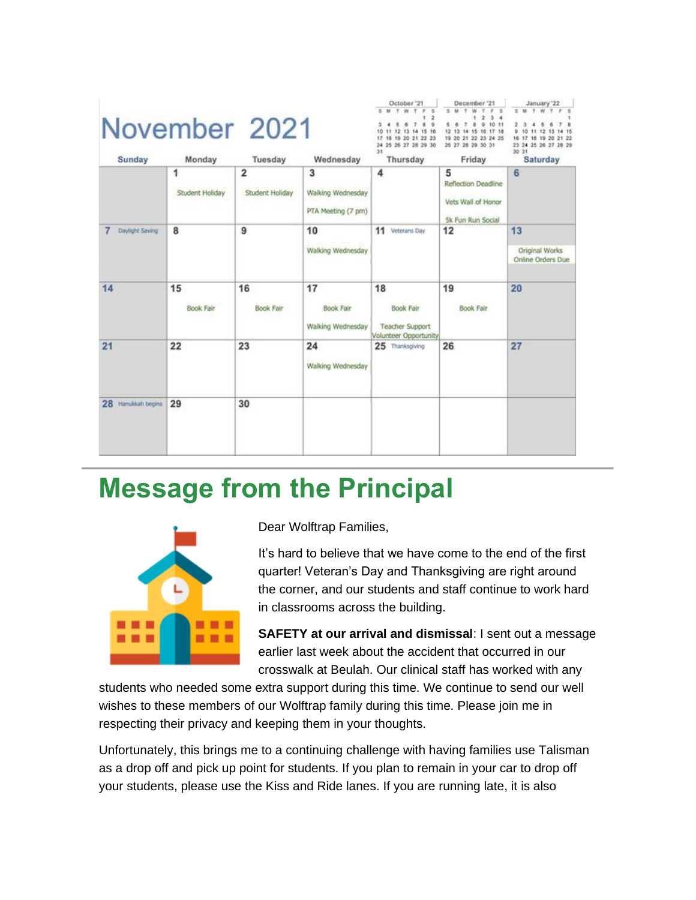# November 2021

| Sunday | Monday | Tuesday | Wednesday | Thursday | Friday | Saturday |
|---|---|---|---|---|---|---|
| | 1 Student Holiday | 2 Student Holiday | 3 Walking Wednesday PTA Meeting (7 pm) | 4 | 5 Reflection Deadline Vets Wall of Honor 5k Fun Run Social | 6 |
| 7 Daylight Saving | 8 | 9 | 10 Walking Wednesday | 11 Veterans Day | 12 | 13 Original Works Online Orders Due |
| 14 | 15 Book Fair | 16 Book Fair | 17 Book Fair Walking Wednesday | 18 Book Fair Teacher Support Volunteer Opportunity | 19 Book Fair | 20 |
| 21 | 22 | 23 | 24 Walking Wednesday | 25 Thanksgiving | 26 | 27 |
| 28 Hanukkah begins | 29 | 30 | | | | |

## Message from the Principal

Dear Wolftrap Families,

It's hard to believe that we have come to the end of the first quarter! Veteran's Day and Thanksgiving are right around the corner, and our students and staff continue to work hard in classrooms across the building.

**SAFETY at our arrival and dismissal**: I sent out a message earlier last week about the accident that occurred in our crosswalk at Beulah. Our clinical staff has worked with any students who needed some extra support during this time. We continue to send our well wishes to these members of our Wolftrap family during this time. Please join me in respecting their privacy and keeping them in your thoughts.

Unfortunately, this brings me to a continuing challenge with having families use Talisman as a drop off and pick up point for students. If you plan to remain in your car to drop off your students, please use the Kiss and Ride lanes. If you are running late, it is also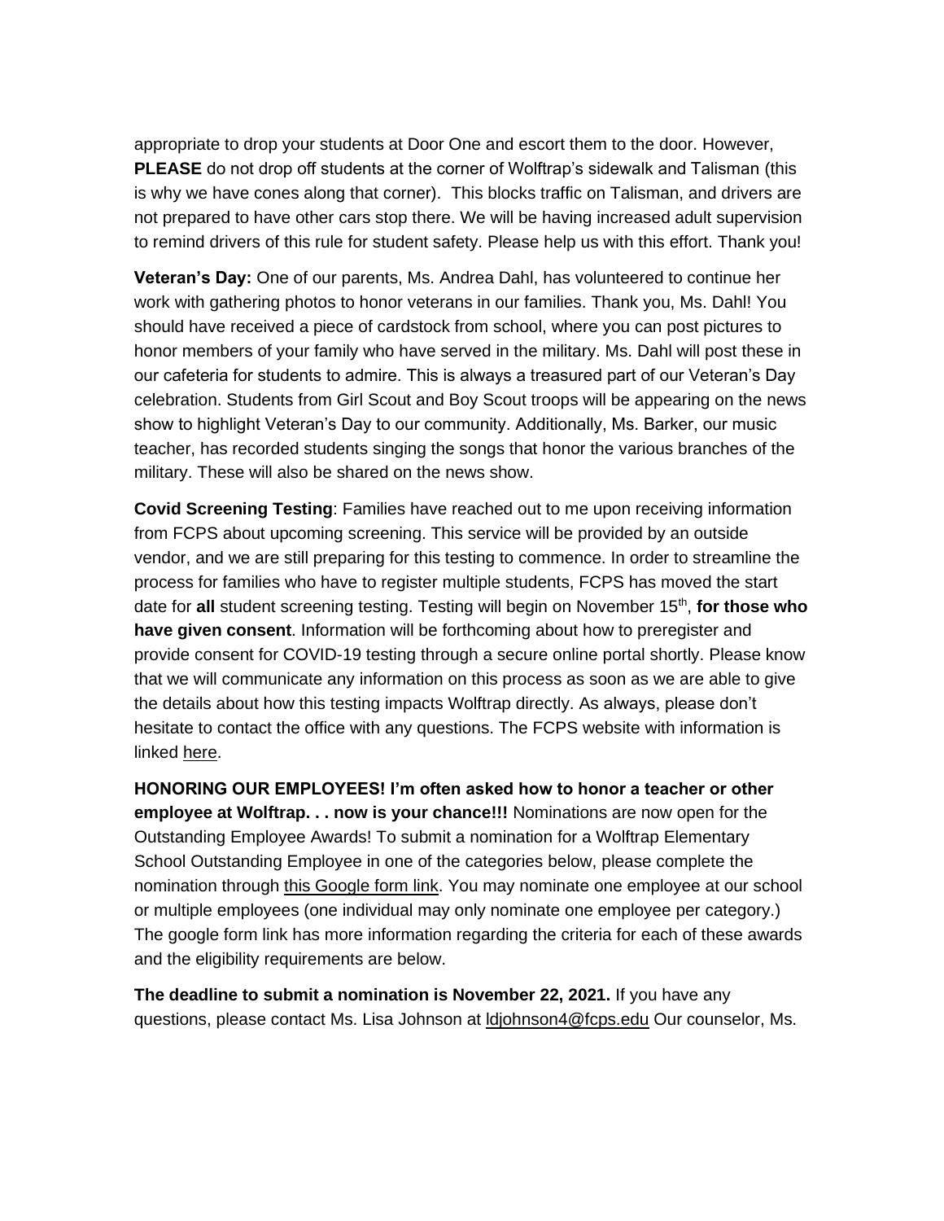appropriate to drop your students at Door One and escort them to the door. However, **PLEASE** do not drop off students at the corner of Wolftrap's sidewalk and Talisman (this is why we have cones along that corner). This blocks traffic on Talisman, and drivers are not prepared to have other cars stop there. We will be having increased adult supervision to remind drivers of this rule for student safety. Please help us with this effort. Thank you!

**Veteran's Day:** One of our parents, Ms. Andrea Dahl, has volunteered to continue her work with gathering photos to honor veterans in our families. Thank you, Ms. Dahl! You should have received a piece of cardstock from school, where you can post pictures to honor members of your family who have served in the military. Ms. Dahl will post these in our cafeteria for students to admire. This is always a treasured part of our Veteran's Day celebration. Students from Girl Scout and Boy Scout troops will be appearing on the news show to highlight Veteran's Day to our community. Additionally, Ms. Barker, our music teacher, has recorded students singing the songs that honor the various branches of the military. These will also be shared on the news show.

**Covid Screening Testing**: Families have reached out to me upon receiving information from FCPS about upcoming screening. This service will be provided by an outside vendor, and we are still preparing for this testing to commence. In order to streamline the process for families who have to register multiple students, FCPS has moved the start date for **all** student screening testing. Testing will begin on November 15th, **for those who have given consent**. Information will be forthcoming about how to preregister and provide consent for COVID-19 testing through a secure online portal shortly. Please know that we will communicate any information on this process as soon as we are able to give the details about how this testing impacts Wolftrap directly. As always, please don't hesitate to contact the office with any questions. The FCPS website with information is linked here.

**HONORING OUR EMPLOYEES! I'm often asked how to honor a teacher or other employee at Wolftrap. . . now is your chance!!!** Nominations are now open for the Outstanding Employee Awards! To submit a nomination for a Wolftrap Elementary School Outstanding Employee in one of the categories below, please complete the nomination through this Google form link. You may nominate one employee at our school or multiple employees (one individual may only nominate one employee per category.) The google form link has more information regarding the criteria for each of these awards and the eligibility requirements are below.

**The deadline to submit a nomination is November 22, 2021.** If you have any questions, please contact Ms. Lisa Johnson at ldjohnson4@fcps.edu Our counselor, Ms.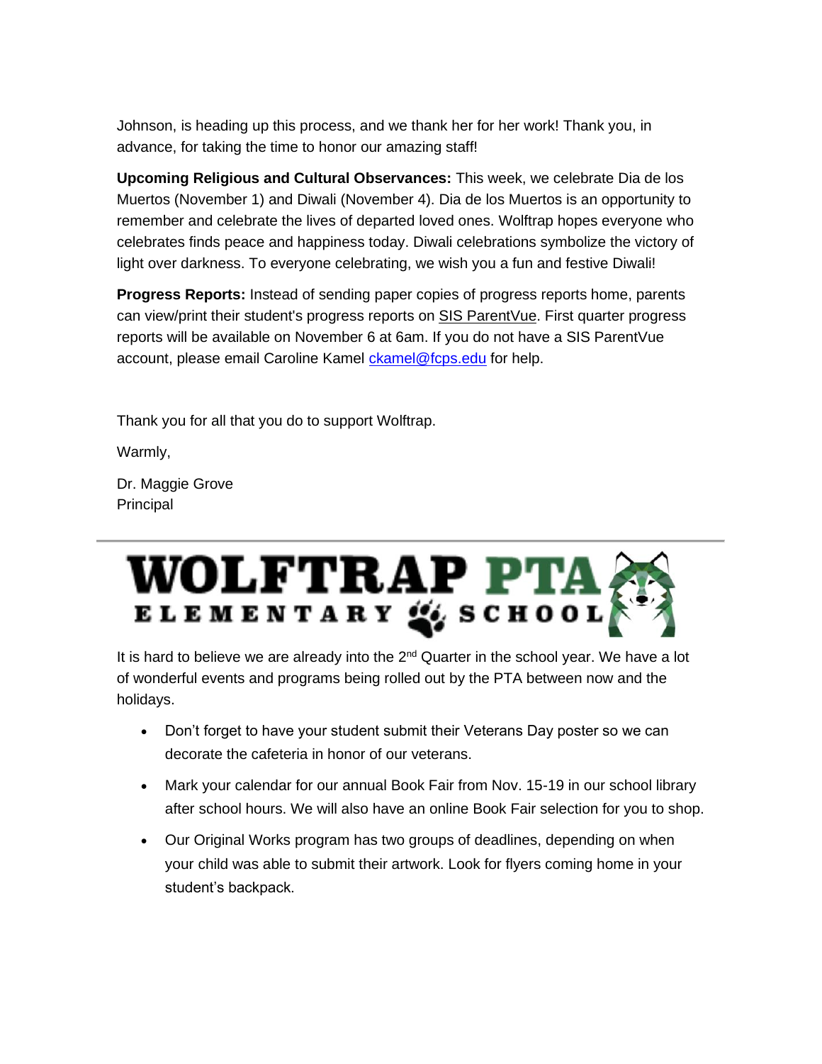Johnson, is heading up this process, and we thank her for her work! Thank you, in advance, for taking the time to honor our amazing staff!

**Upcoming Religious and Cultural Observances:** This week, we celebrate Dia de los Muertos (November 1) and Diwali (November 4). Dia de los Muertos is an opportunity to remember and celebrate the lives of departed loved ones. Wolftrap hopes everyone who celebrates finds peace and happiness today. Diwali celebrations symbolize the victory of light over darkness. To everyone celebrating, we wish you a fun and festive Diwali!

**Progress Reports:** Instead of sending paper copies of progress reports home, parents can view/print their student's progress reports on SIS ParentVue. First quarter progress reports will be available on November 6 at 6am. If you do not have a SIS ParentVue account, please email Caroline Kamel ckamel@fcps.edu for help.

Thank you for all that you do to support Wolftrap.

Warmly,

Dr. Maggie Grove
Principal

---

# WOLFTRAP PTA
## ELEMENTARY SCHOOL

It is hard to believe we are already into the 2nd Quarter in the school year. We have a lot of wonderful events and programs being rolled out by the PTA between now and the holidays.

- Don't forget to have your student submit their Veterans Day poster so we can decorate the cafeteria in honor of our veterans.
- Mark your calendar for our annual Book Fair from Nov. 15-19 in our school library after school hours. We will also have an online Book Fair selection for you to shop.
- Our Original Works program has two groups of deadlines, depending on when your child was able to submit their artwork. Look for flyers coming home in your student's backpack.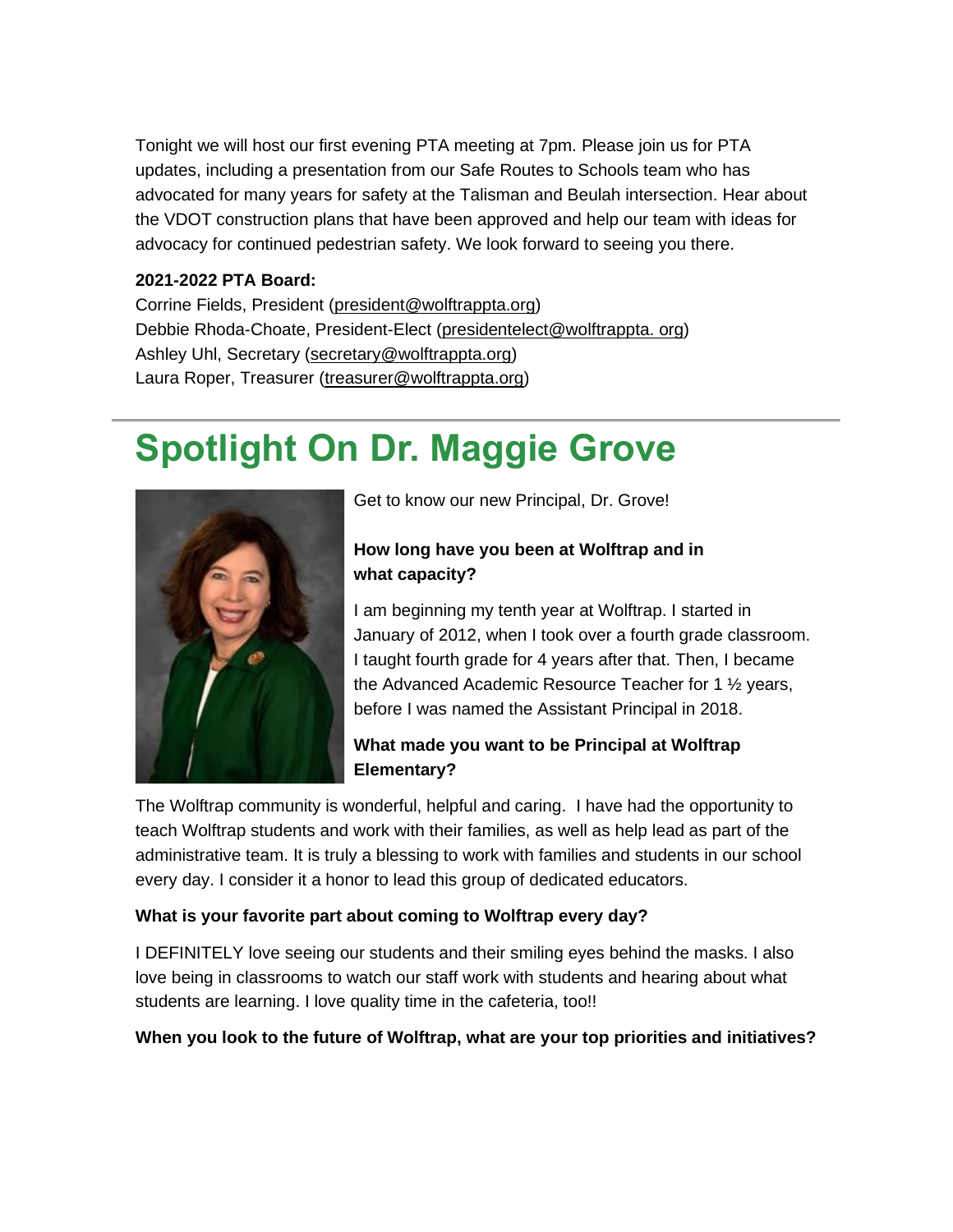Tonight we will host our first evening PTA meeting at 7pm. Please join us for PTA updates, including a presentation from our Safe Routes to Schools team who has advocated for many years for safety at the Talisman and Beulah intersection. Hear about the VDOT construction plans that have been approved and help our team with ideas for advocacy for continued pedestrian safety. We look forward to seeing you there.

**2021-2022 PTA Board:**
Corrine Fields, President (president@wolftrappta.org)
Debbie Rhoda-Choate, President-Elect (presidentelect@wolftrappta. org)
Ashley Uhl, Secretary (secretary@wolftrappta.org)
Laura Roper, Treasurer (treasurer@wolftrappta.org)

---

# Spotlight On Dr. Maggie Grove

Get to know our new Principal, Dr. Grove!

**How long have you been at Wolftrap and in what capacity?**

I am beginning my tenth year at Wolftrap. I started in January of 2012, when I took over a fourth grade classroom. I taught fourth grade for 4 years after that. Then, I became the Advanced Academic Resource Teacher for 1 ½ years, before I was named the Assistant Principal in 2018.

**What made you want to be Principal at Wolftrap Elementary?**

The Wolftrap community is wonderful, helpful and caring. I have had the opportunity to teach Wolftrap students and work with their families, as well as help lead as part of the administrative team. It is truly a blessing to work with families and students in our school every day. I consider it a honor to lead this group of dedicated educators.

**What is your favorite part about coming to Wolftrap every day?**

I DEFINITELY love seeing our students and their smiling eyes behind the masks. I also love being in classrooms to watch our staff work with students and hearing about what students are learning. I love quality time in the cafeteria, too!!

**When you look to the future of Wolftrap, what are your top priorities and initiatives?**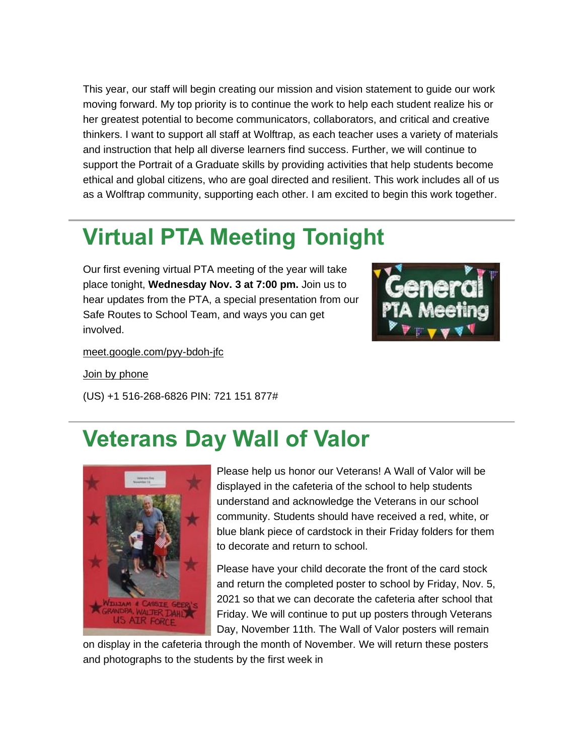This year, our staff will begin creating our mission and vision statement to guide our work moving forward. My top priority is to continue the work to help each student realize his or her greatest potential to become communicators, collaborators, and critical and creative thinkers. I want to support all staff at Wolftrap, as each teacher uses a variety of materials and instruction that help all diverse learners find success. Further, we will continue to support the Portrait of a Graduate skills by providing activities that help students become ethical and global citizens, who are goal directed and resilient. This work includes all of us as a Wolftrap community, supporting each other. I am excited to begin this work together.

# Virtual PTA Meeting Tonight

Our first evening virtual PTA meeting of the year will take place tonight, **Wednesday Nov. 3 at 7:00 pm.** Join us to hear updates from the PTA, a special presentation from our Safe Routes to School Team, and ways you can get involved.

meet.google.com/pyy-bdoh-jfc

Join by phone

(US) +1 516-268-6826 PIN: 721 151 877#

# Veterans Day Wall of Valor

Please help us honor our Veterans! A Wall of Valor will be displayed in the cafeteria of the school to help students understand and acknowledge the Veterans in our school community. Students should have received a red, white, or blue blank piece of cardstock in their Friday folders for them to decorate and return to school.

Please have your child decorate the front of the card stock and return the completed poster to school by Friday, Nov. 5, 2021 so that we can decorate the cafeteria after school that Friday. We will continue to put up posters through Veterans Day, November 11th. The Wall of Valor posters will remain on display in the cafeteria through the month of November. We will return these posters and photographs to the students by the first week in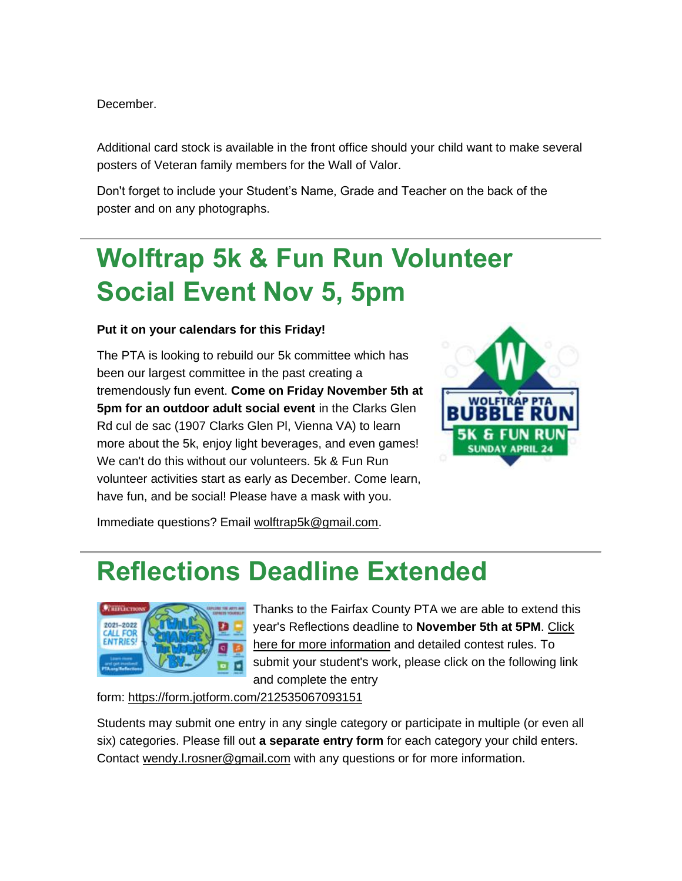December.

Additional card stock is available in the front office should your child want to make several posters of Veteran family members for the Wall of Valor.

Don't forget to include your Student's Name, Grade and Teacher on the back of the poster and on any photographs.

# Wolftrap 5k & Fun Run Volunteer Social Event Nov 5, 5pm

**Put it on your calendars for this Friday!**

The PTA is looking to rebuild our 5k committee which has been our largest committee in the past creating a tremendously fun event. **Come on Friday November 5th at 5pm for an outdoor adult social event** in the Clarks Glen Rd cul de sac (1907 Clarks Glen Pl, Vienna VA) to learn more about the 5k, enjoy light beverages, and even games! We can't do this without our volunteers. 5k & Fun Run volunteer activities start as early as December. Come learn, have fun, and be social! Please have a mask with you.

Immediate questions? Email wolftrap5k@gmail.com.

# Reflections Deadline Extended

Thanks to the Fairfax County PTA we are able to extend this year's Reflections deadline to **November 5th at 5PM**. Click here for more information and detailed contest rules. To submit your student's work, please click on the following link and complete the entry form: https://form.jotform.com/212535067093151

Students may submit one entry in any single category or participate in multiple (or even all six) categories. Please fill out **a separate entry form** for each category your child enters. Contact wendy.l.rosner@gmail.com with any questions or for more information.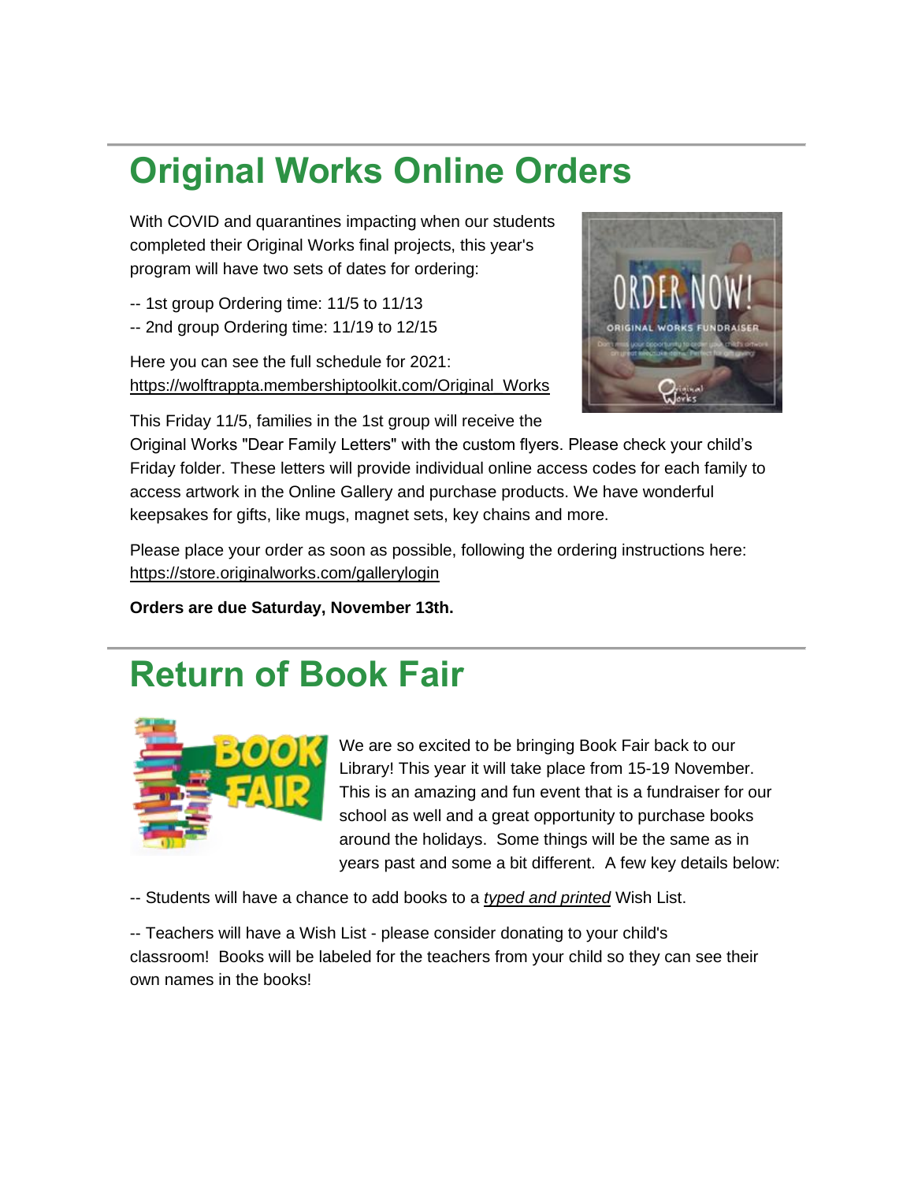# Original Works Online Orders

With COVID and quarantines impacting when our students completed their Original Works final projects, this year's program will have two sets of dates for ordering:

-- 1st group Ordering time: 11/5 to 11/13
-- 2nd group Ordering time: 11/19 to 12/15

Here you can see the full schedule for 2021: https://wolftrappta.membershiptoolkit.com/Original_Works

This Friday 11/5, families in the 1st group will receive the Original Works "Dear Family Letters" with the custom flyers. Please check your child's Friday folder. These letters will provide individual online access codes for each family to access artwork in the Online Gallery and purchase products. We have wonderful keepsakes for gifts, like mugs, magnet sets, key chains and more.

Please place your order as soon as possible, following the ordering instructions here: https://store.originalworks.com/gallerylogin

**Orders are due Saturday, November 13th.**

# Return of Book Fair

We are so excited to be bringing Book Fair back to our Library! This year it will take place from 15-19 November. This is an amazing and fun event that is a fundraiser for our school as well and a great opportunity to purchase books around the holidays. Some things will be the same as in years past and some a bit different. A few key details below:

-- Students will have a chance to add books to a *typed and printed* Wish List.

-- Teachers will have a Wish List - please consider donating to your child's classroom! Books will be labeled for the teachers from your child so they can see their own names in the books!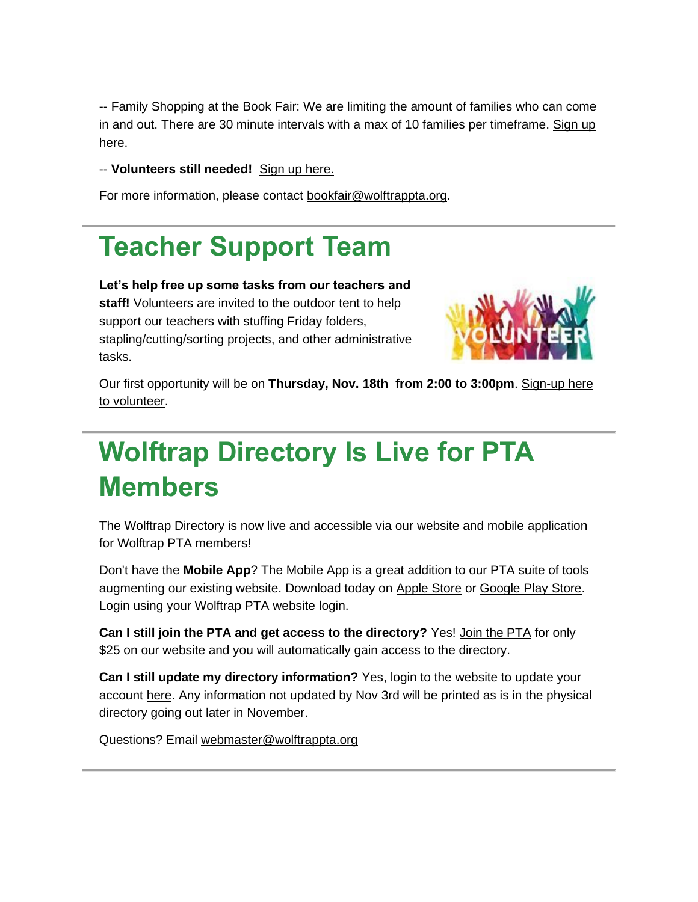-- Family Shopping at the Book Fair: We are limiting the amount of families who can come in and out. There are 30 minute intervals with a max of 10 families per timeframe. Sign up here.

-- **Volunteers still needed!** Sign up here.

For more information, please contact bookfair@wolftrappta.org.

---

# Teacher Support Team

**Let's help free up some tasks from our teachers and staff!** Volunteers are invited to the outdoor tent to help support our teachers with stuffing Friday folders, stapling/cutting/sorting projects, and other administrative tasks.

Our first opportunity will be on **Thursday, Nov. 18th from 2:00 to 3:00pm**. Sign-up here to volunteer.

---

# Wolftrap Directory Is Live for PTA Members

The Wolftrap Directory is now live and accessible via our website and mobile application for Wolftrap PTA members!

Don't have the **Mobile App**? The Mobile App is a great addition to our PTA suite of tools augmenting our existing website. Download today on Apple Store or Google Play Store. Login using your Wolftrap PTA website login.

**Can I still join the PTA and get access to the directory?** Yes! Join the PTA for only $25 on our website and you will automatically gain access to the directory.

**Can I still update my directory information?** Yes, login to the website to update your account here. Any information not updated by Nov 3rd will be printed as is in the physical directory going out later in November.

Questions? Email webmaster@wolftrappta.org

---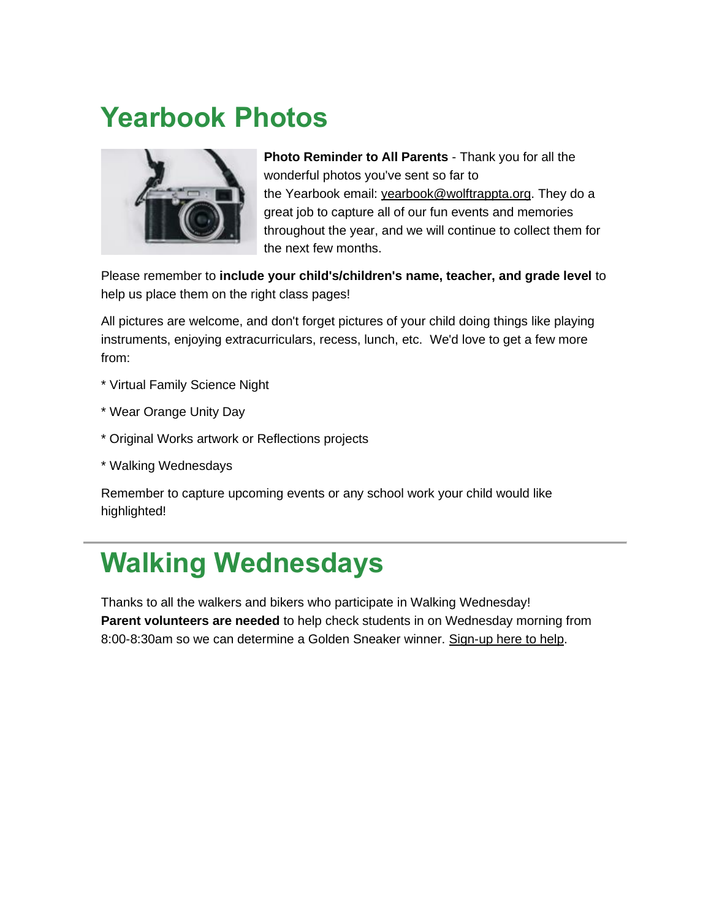# Yearbook Photos

**Photo Reminder to All Parents** - Thank you for all the wonderful photos you've sent so far to the Yearbook email: yearbook@wolftrappta.org. They do a great job to capture all of our fun events and memories throughout the year, and we will continue to collect them for the next few months.

Please remember to **include your child's/children's name, teacher, and grade level** to help us place them on the right class pages!

All pictures are welcome, and don't forget pictures of your child doing things like playing instruments, enjoying extracurriculars, recess, lunch, etc.  We'd love to get a few more from:

* Virtual Family Science Night

* Wear Orange Unity Day

* Original Works artwork or Reflections projects

* Walking Wednesdays

Remember to capture upcoming events or any school work your child would like highlighted!

---

# Walking Wednesdays

Thanks to all the walkers and bikers who participate in Walking Wednesday! **Parent volunteers are needed** to help check students in on Wednesday morning from 8:00-8:30am so we can determine a Golden Sneaker winner. Sign-up here to help.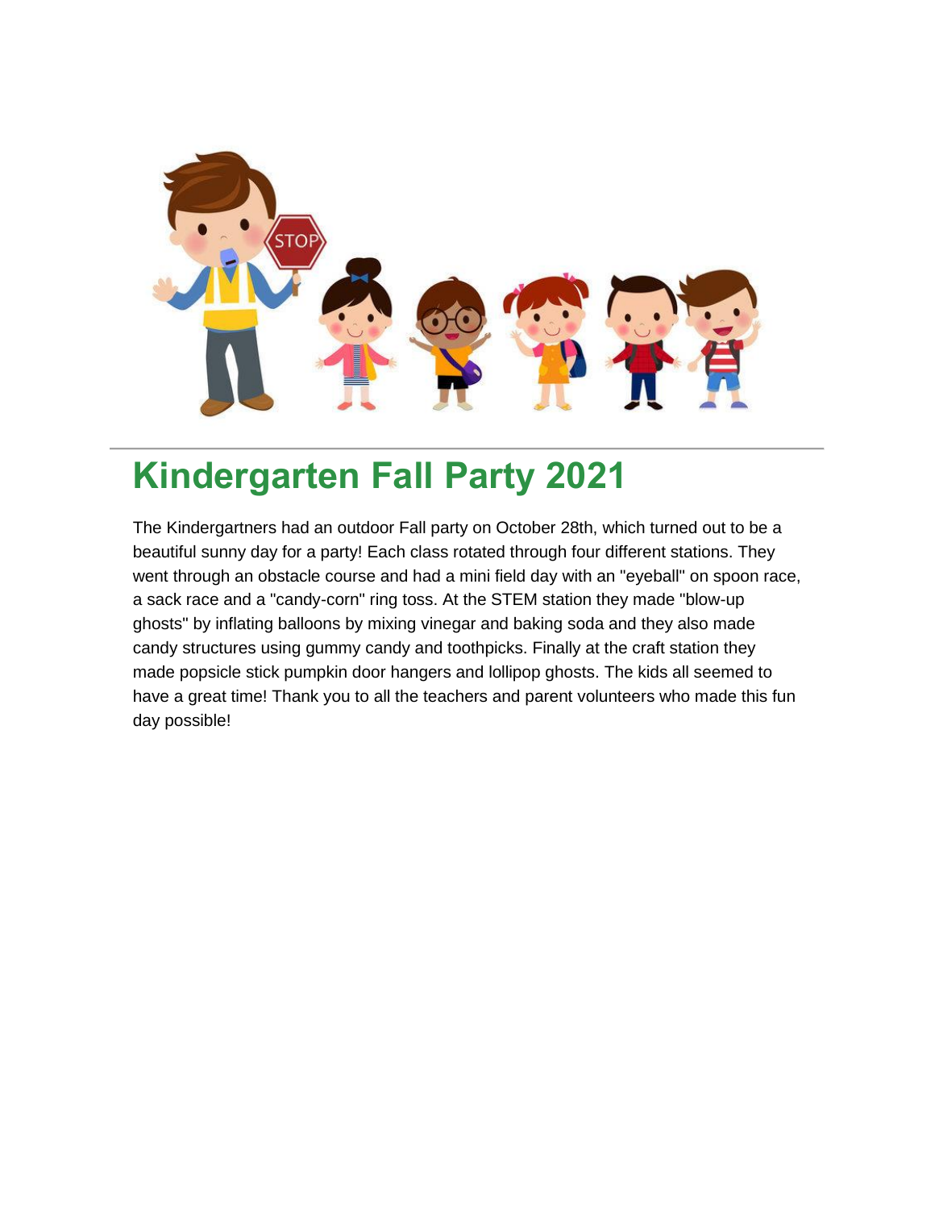# Kindergarten Fall Party 2021

The Kindergartners had an outdoor Fall party on October 28th, which turned out to be a beautiful sunny day for a party! Each class rotated through four different stations. They went through an obstacle course and had a mini field day with an "eyeball" on spoon race, a sack race and a "candy-corn" ring toss. At the STEM station they made "blow-up ghosts" by inflating balloons by mixing vinegar and baking soda and they also made candy structures using gummy candy and toothpicks. Finally at the craft station they made popsicle stick pumpkin door hangers and lollipop ghosts. The kids all seemed to have a great time! Thank you to all the teachers and parent volunteers who made this fun day possible!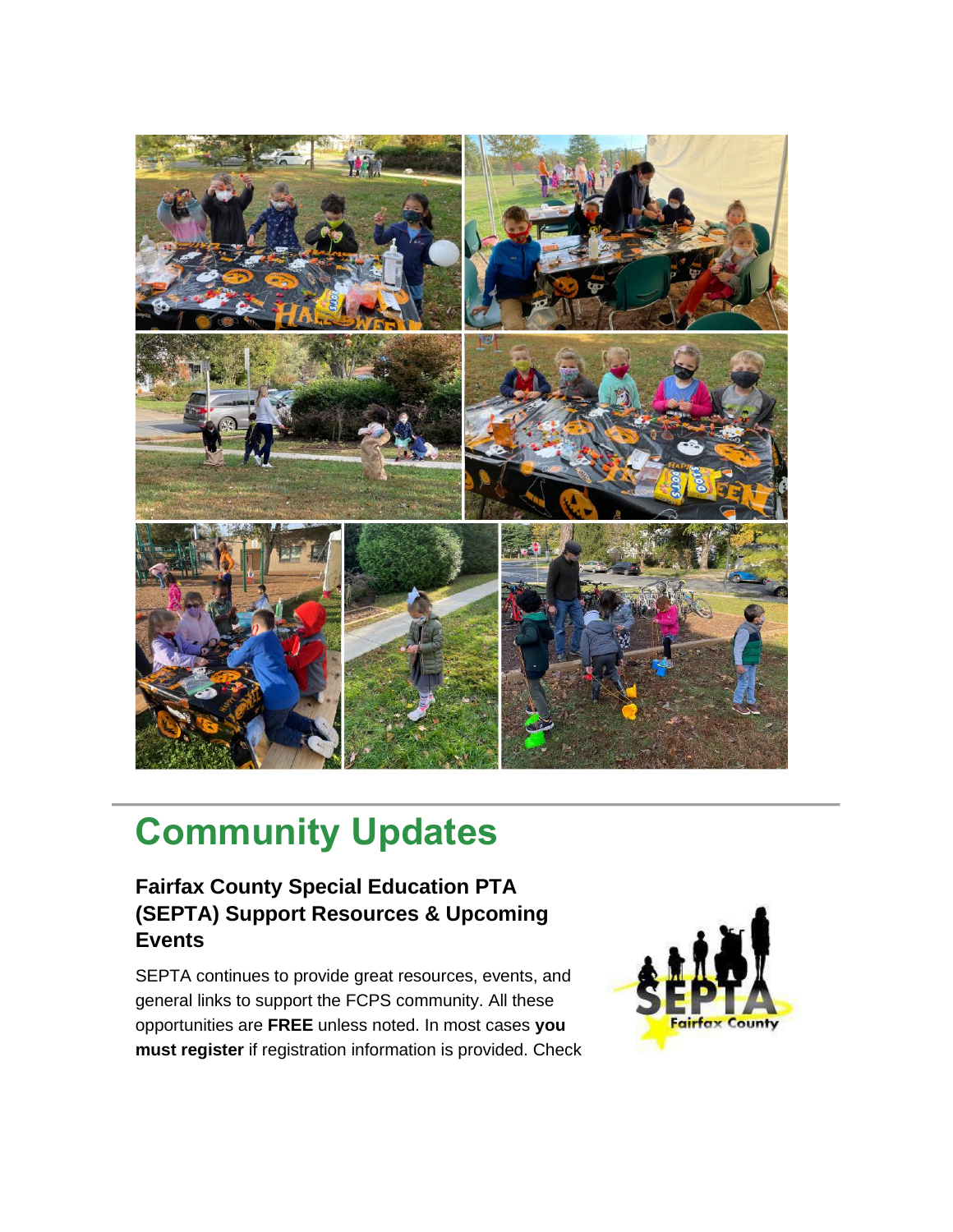## Community Updates

### Fairfax County Special Education PTA (SEPTA) Support Resources & Upcoming Events

SEPTA continues to provide great resources, events, and general links to support the FCPS community. All these opportunities are **FREE** unless noted. In most cases **you must register** if registration information is provided. Check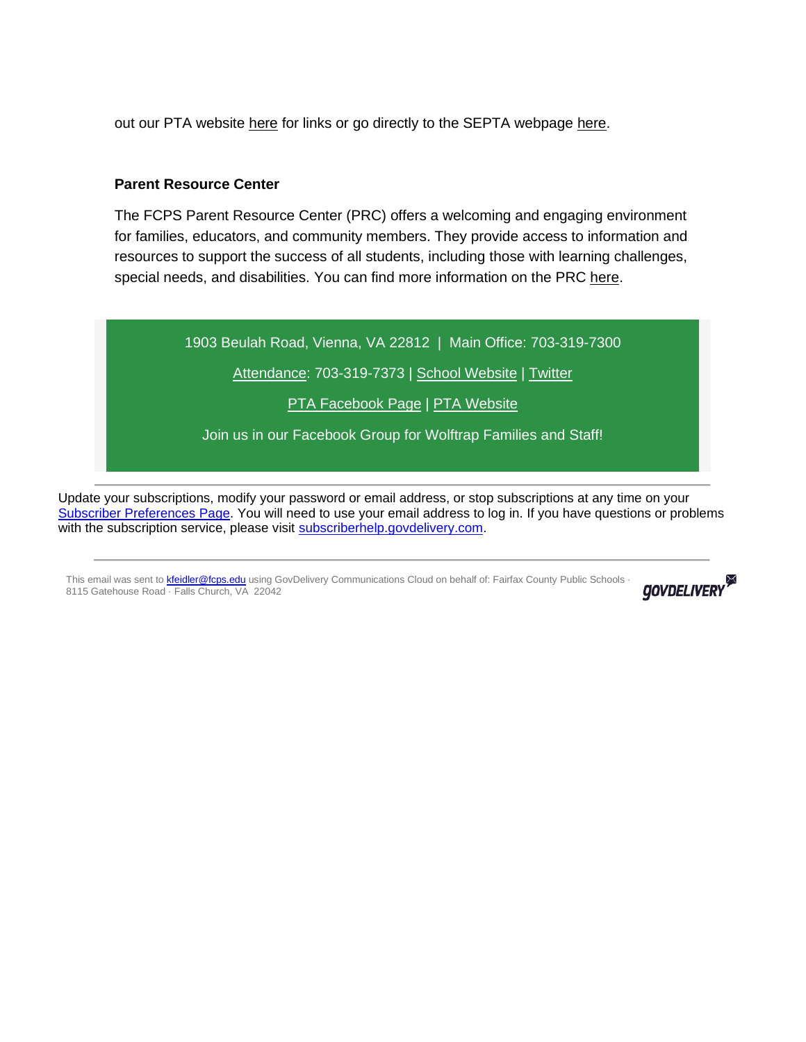out our PTA website here for links or go directly to the SEPTA webpage here.

**Parent Resource Center**

The FCPS Parent Resource Center (PRC) offers a welcoming and engaging environment for families, educators, and community members. They provide access to information and resources to support the success of all students, including those with learning challenges, special needs, and disabilities. You can find more information on the PRC here.

1903 Beulah Road, Vienna, VA 22812 | Main Office: 703-319-7300

Attendance: 703-319-7373 | School Website | Twitter

PTA Facebook Page | PTA Website

Join us in our Facebook Group for Wolftrap Families and Staff!

---

Update your subscriptions, modify your password or email address, or stop subscriptions at any time on your Subscriber Preferences Page. You will need to use your email address to log in. If you have questions or problems with the subscription service, please visit subscriberhelp.govdelivery.com.

---

This email was sent to kfeidler@fcps.edu using GovDelivery Communications Cloud on behalf of: Fairfax County Public Schools · 8115 Gatehouse Road · Falls Church, VA 22042

GOVDELIVERY